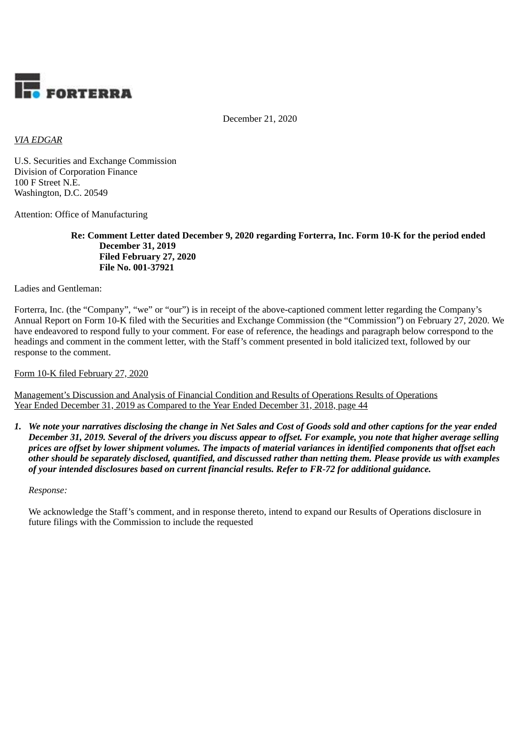**FORTERRA**

December 21, 2020

*VIA EDGAR*

U.S. Securities and Exchange Commission
Division of Corporation Finance
100 F Street N.E.
Washington, D.C. 20549

Attention: Office of Manufacturing

**Re: Comment Letter dated December 9, 2020 regarding Forterra, Inc. Form 10-K for the period ended December 31, 2019**
**Filed February 27, 2020**
**File No. 001-37921**

Ladies and Gentleman:

Forterra, Inc. (the "Company", "we" or "our") is in receipt of the above-captioned comment letter regarding the Company's Annual Report on Form 10-K filed with the Securities and Exchange Commission (the "Commission") on February 27, 2020. We have endeavored to respond fully to your comment. For ease of reference, the headings and paragraph below correspond to the headings and comment in the comment letter, with the Staff's comment presented in bold italicized text, followed by our response to the comment.

Form 10-K filed February 27, 2020

Management's Discussion and Analysis of Financial Condition and Results of Operations Results of Operations
Year Ended December 31, 2019 as Compared to the Year Ended December 31, 2018, page 44

1. ***We note your narratives disclosing the change in Net Sales and Cost of Goods sold and other captions for the year ended December 31, 2019. Several of the drivers you discuss appear to offset. For example, you note that higher average selling prices are offset by lower shipment volumes. The impacts of material variances in identified components that offset each other should be separately disclosed, quantified, and discussed rather than netting them. Please provide us with examples of your intended disclosures based on current financial results. Refer to FR-72 for additional guidance.***

   *Response:*

   We acknowledge the Staff's comment, and in response thereto, intend to expand our Results of Operations disclosure in future filings with the Commission to include the requested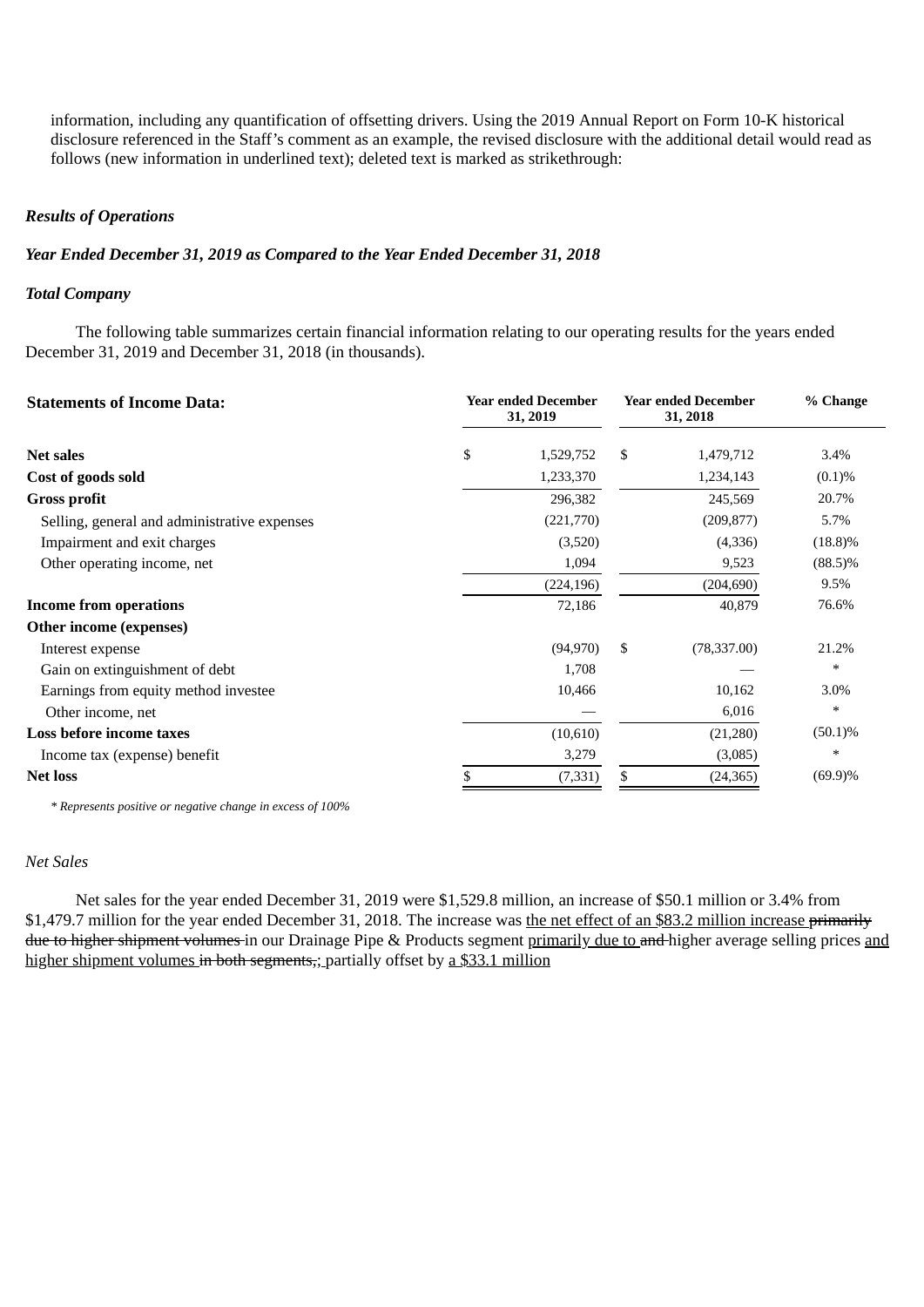information, including any quantification of offsetting drivers. Using the 2019 Annual Report on Form 10-K historical disclosure referenced in the Staff's comment as an example, the revised disclosure with the additional detail would read as follows (new information in underlined text); deleted text is marked as strikethrough:

***Results of Operations***

***Year Ended December 31, 2019 as Compared to the Year Ended December 31, 2018***

***Total Company***

The following table summarizes certain financial information relating to our operating results for the years ended December 31, 2019 and December 31, 2018 (in thousands).

| **Statements of Income Data:** | **Year ended December 31, 2019** | **Year ended December 31, 2018** | **% Change** |
|---|---|---|---|
| **Net sales** | $ 1,529,752 | $ 1,479,712 | 3.4% |
| **Cost of goods sold** | 1,233,370 | 1,234,143 | (0.1)% |
| **Gross profit** | 296,382 | 245,569 | 20.7% |
| Selling, general and administrative expenses | (221,770) | (209,877) | 5.7% |
| Impairment and exit charges | (3,520) | (4,336) | (18.8)% |
| Other operating income, net | 1,094 | 9,523 | (88.5)% |
| | (224,196) | (204,690) | 9.5% |
| **Income from operations** | 72,186 | 40,879 | 76.6% |
| **Other income (expenses)** | | | |
| Interest expense | (94,970) | $ (78,337.00) | 21.2% |
| Gain on extinguishment of debt | 1,708 | — | * |
| Earnings from equity method investee | 10,466 | 10,162 | 3.0% |
| Other income, net | — | 6,016 | * |
| **Loss before income taxes** | (10,610) | (21,280) | (50.1)% |
| Income tax (expense) benefit | 3,279 | (3,085) | * |
| **Net loss** | $ (7,331) | $ (24,365) | (69.9)% |

*\* Represents positive or negative change in excess of 100%*

*Net Sales*

Net sales for the year ended December 31, 2019 were $1,529.8 million, an increase of $50.1 million or 3.4% from $1,479.7 million for the year ended December 31, 2018. The increase was <u>the net effect of an $83.2 million increase</u> ~~primarily due to higher shipment volumes~~ in our Drainage Pipe & Products segment <u>primarily due to</u> ~~and~~ higher average selling prices <u>and higher shipment volumes</u> ~~in both segments,~~<u>;</u> partially offset by <u>a $33.1 million</u>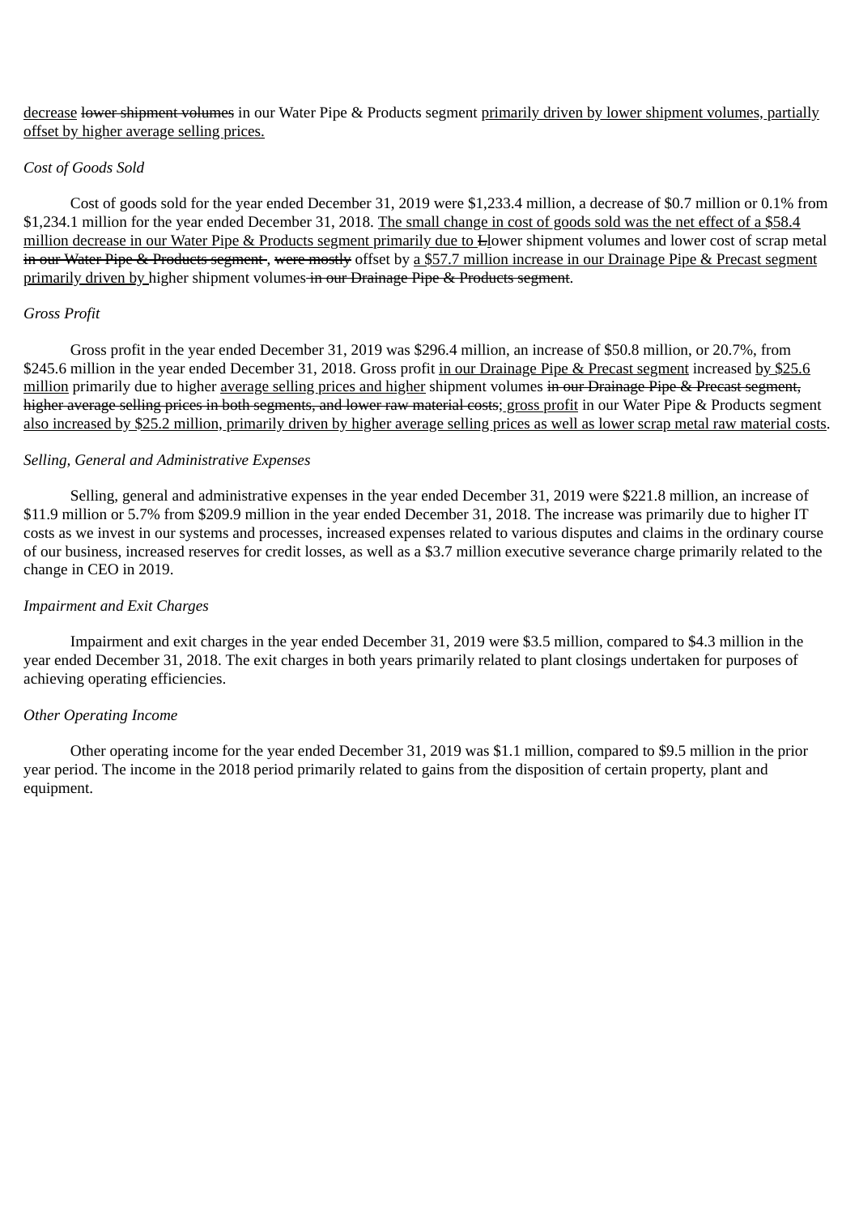<u>decrease</u> ~~lower shipment volumes~~ in our Water Pipe & Products segment <u>primarily driven by lower shipment volumes, partially offset by higher average selling prices.</u>

*Cost of Goods Sold*

Cost of goods sold for the year ended December 31, 2019 were $1,233.4 million, a decrease of $0.7 million or 0.1% from $1,234.1 million for the year ended December 31, 2018. <u>The small change in cost of goods sold was the net effect of a $58.4 million decrease in our Water Pipe & Products segment primarily due to</u> ~~L~~lower shipment volumes and lower cost of scrap metal ~~in our Water Pipe & Products segment~~ , ~~were mostly~~ offset by <u>a $57.7 million increase in our Drainage Pipe & Precast segment primarily driven by</u> higher shipment volumes ~~in our Drainage Pipe & Products segment~~.

*Gross Profit*

Gross profit in the year ended December 31, 2019 was $296.4 million, an increase of $50.8 million, or 20.7%, from $245.6 million in the year ended December 31, 2018. Gross profit <u>in our Drainage Pipe & Precast segment</u> increased <u>by $25.6 million</u> primarily due to higher <u>average selling prices and higher</u> shipment volumes ~~in our Drainage Pipe & Precast segment, higher average selling prices in both segments, and lower raw material costs~~; <u>gross profit</u> in our Water Pipe & Products segment <u>also increased by $25.2 million, primarily driven by higher average selling prices as well as lower scrap metal raw material costs</u>.

*Selling, General and Administrative Expenses*

Selling, general and administrative expenses in the year ended December 31, 2019 were $221.8 million, an increase of $11.9 million or 5.7% from $209.9 million in the year ended December 31, 2018. The increase was primarily due to higher IT costs as we invest in our systems and processes, increased expenses related to various disputes and claims in the ordinary course of our business, increased reserves for credit losses, as well as a $3.7 million executive severance charge primarily related to the change in CEO in 2019.

*Impairment and Exit Charges*

Impairment and exit charges in the year ended December 31, 2019 were $3.5 million, compared to $4.3 million in the year ended December 31, 2018. The exit charges in both years primarily related to plant closings undertaken for purposes of achieving operating efficiencies.

*Other Operating Income*

Other operating income for the year ended December 31, 2019 was $1.1 million, compared to $9.5 million in the prior year period. The income in the 2018 period primarily related to gains from the disposition of certain property, plant and equipment.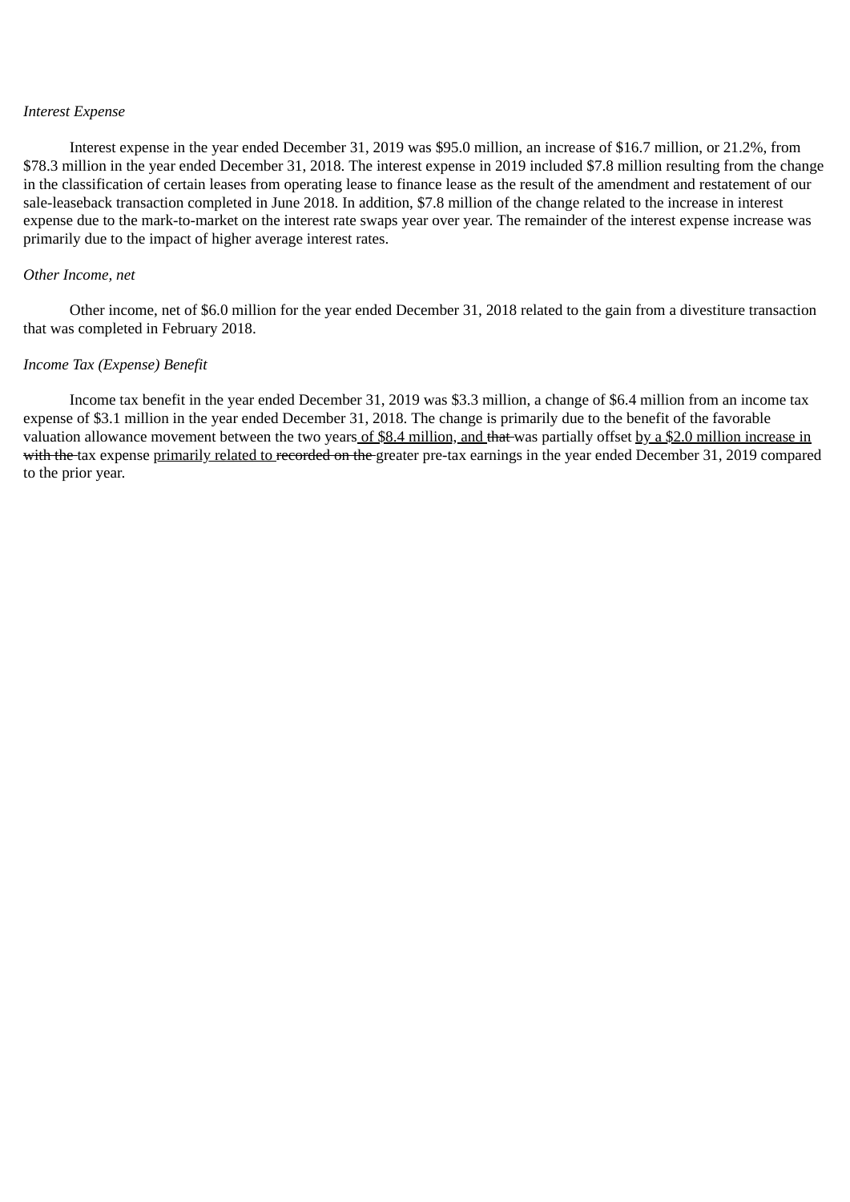*Interest Expense*

Interest expense in the year ended December 31, 2019 was $95.0 million, an increase of $16.7 million, or 21.2%, from $78.3 million in the year ended December 31, 2018. The interest expense in 2019 included $7.8 million resulting from the change in the classification of certain leases from operating lease to finance lease as the result of the amendment and restatement of our sale-leaseback transaction completed in June 2018. In addition, $7.8 million of the change related to the increase in interest expense due to the mark-to-market on the interest rate swaps year over year. The remainder of the interest expense increase was primarily due to the impact of higher average interest rates.

*Other Income, net*

Other income, net of $6.0 million for the year ended December 31, 2018 related to the gain from a divestiture transaction that was completed in February 2018.

*Income Tax (Expense) Benefit*

Income tax benefit in the year ended December 31, 2019 was $3.3 million, a change of $6.4 million from an income tax expense of $3.1 million in the year ended December 31, 2018. The change is primarily due to the benefit of the favorable valuation allowance movement between the two years<u> of $8.4 million, and </u>~~that~~ was partially offset <u>by a $2.0 million increase in</u> ~~with the~~ tax expense <u>primarily related to </u>~~recorded on the~~ greater pre-tax earnings in the year ended December 31, 2019 compared to the prior year.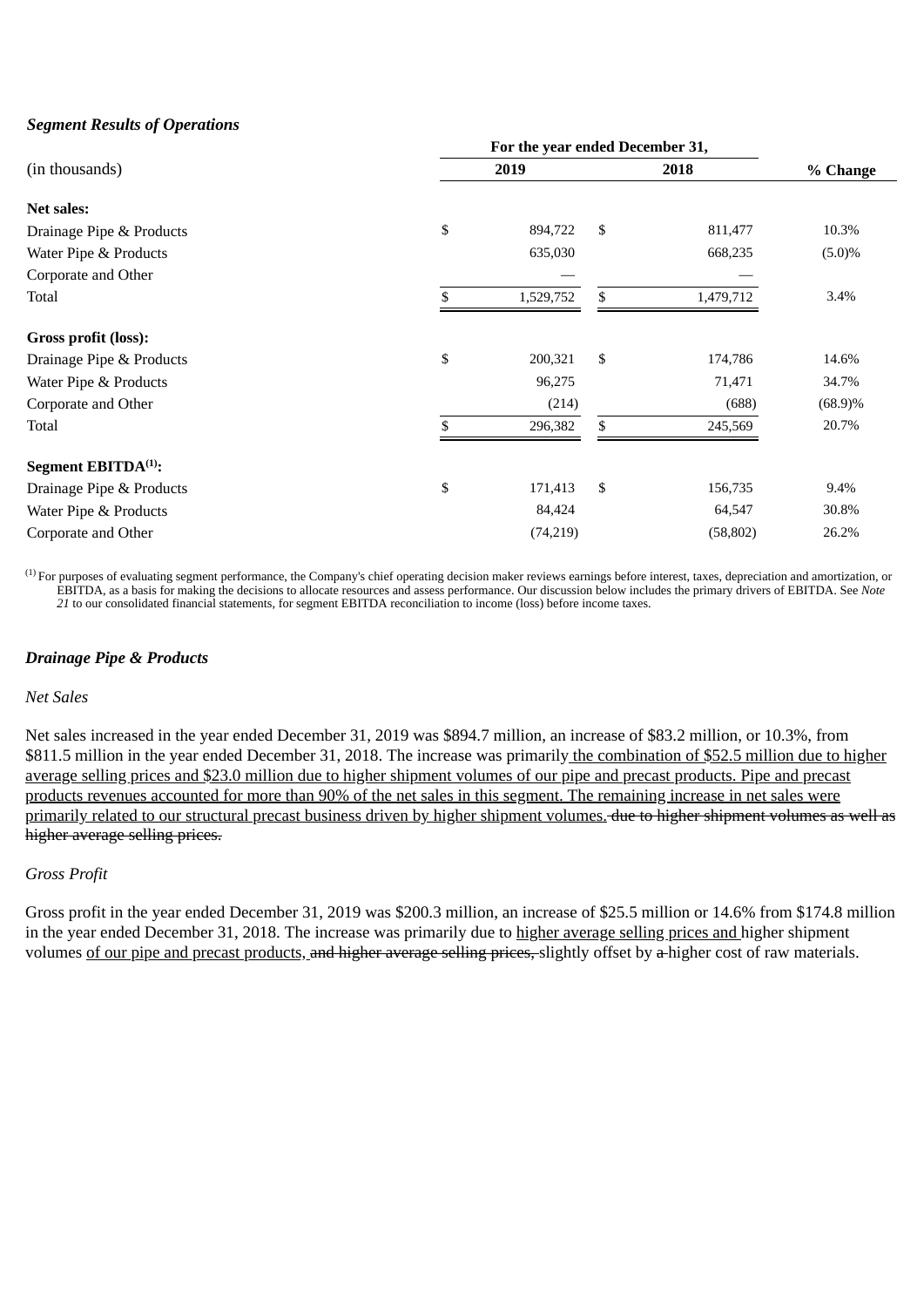### *Segment Results of Operations*

| (in thousands) | For the year ended December 31, | | % Change |
|---|---|---|---|
| | 2019 | 2018 | |
| **Net sales:** | | | |
| Drainage Pipe & Products | $ 894,722 | $ 811,477 | 10.3% |
| Water Pipe & Products | 635,030 | 668,235 | (5.0)% |
| Corporate and Other | — | — | |
| Total | $ 1,529,752 | $ 1,479,712 | 3.4% |
| **Gross profit (loss):** | | | |
| Drainage Pipe & Products | $ 200,321 | $ 174,786 | 14.6% |
| Water Pipe & Products | 96,275 | 71,471 | 34.7% |
| Corporate and Other | (214) | (688) | (68.9)% |
| Total | $ 296,382 | $ 245,569 | 20.7% |
| **Segment EBITDA[(1)]:** | | | |
| Drainage Pipe & Products | $ 171,413 | $ 156,735 | 9.4% |
| Water Pipe & Products | 84,424 | 64,547 | 30.8% |
| Corporate and Other | (74,219) | (58,802) | 26.2% |

[(1)] For purposes of evaluating segment performance, the Company's chief operating decision maker reviews earnings before interest, taxes, depreciation and amortization, or EBITDA, as a basis for making the decisions to allocate resources and assess performance. Our discussion below includes the primary drivers of EBITDA. See *Note 21* to our consolidated financial statements, for segment EBITDA reconciliation to income (loss) before income taxes.

### *Drainage Pipe & Products*

*Net Sales*

Net sales increased in the year ended December 31, 2019 was $894.7 million, an increase of $83.2 million, or 10.3%, from $811.5 million in the year ended December 31, 2018. The increase was primarily the combination of $52.5 million due to higher average selling prices and $23.0 million due to higher shipment volumes of our pipe and precast products. Pipe and precast products revenues accounted for more than 90% of the net sales in this segment. The remaining increase in net sales were primarily related to our structural precast business driven by higher shipment volumes. ~~due to higher shipment volumes as well as higher average selling prices.~~

*Gross Profit*

Gross profit in the year ended December 31, 2019 was $200.3 million, an increase of $25.5 million or 14.6% from $174.8 million in the year ended December 31, 2018. The increase was primarily due to higher average selling prices and higher shipment volumes of our pipe and precast products, ~~and higher average selling prices,~~ slightly offset by ~~a~~ higher cost of raw materials.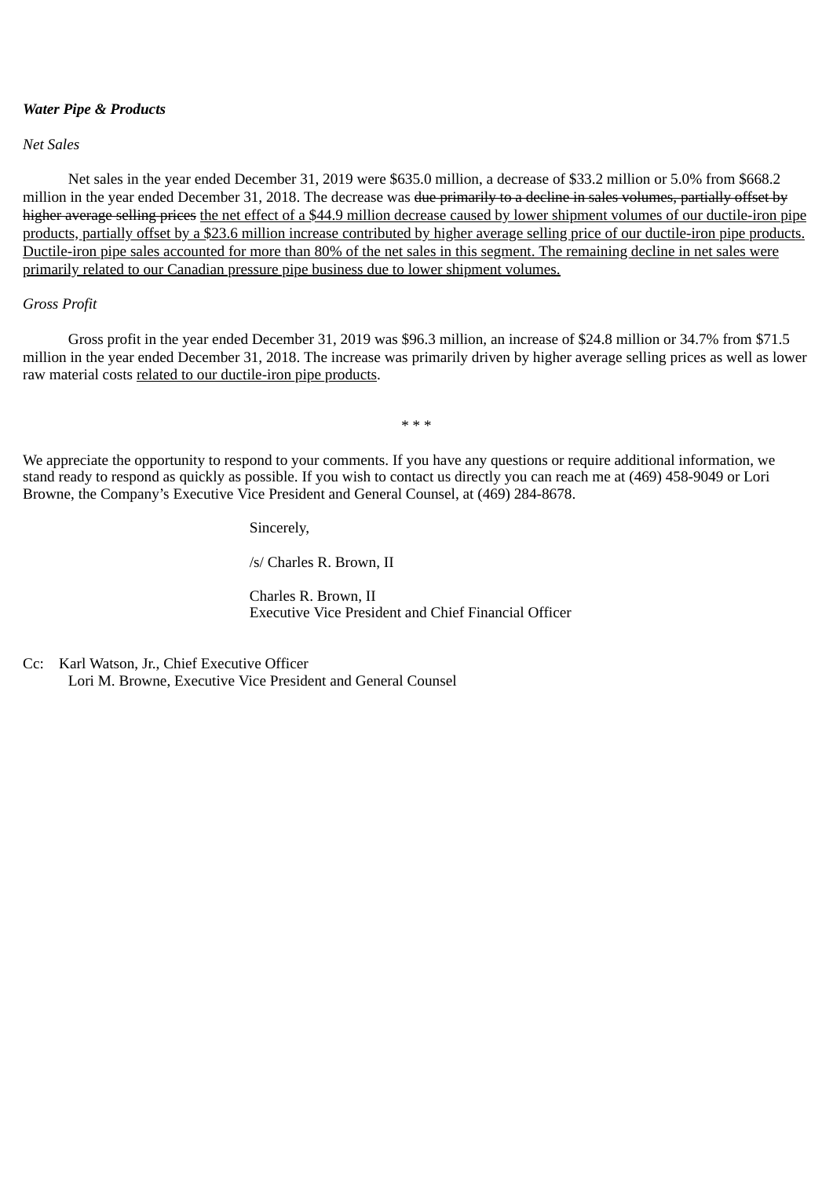***Water Pipe & Products***

*Net Sales*

Net sales in the year ended December 31, 2019 were $635.0 million, a decrease of $33.2 million or 5.0% from $668.2 million in the year ended December 31, 2018. The decrease was ~~due primarily to a decline in sales volumes, partially offset by higher average selling prices~~ <u>the net effect of a $44.9 million decrease caused by lower shipment volumes of our ductile-iron pipe products, partially offset by a $23.6 million increase contributed by higher average selling price of our ductile-iron pipe products. Ductile-iron pipe sales accounted for more than 80% of the net sales in this segment. The remaining decline in net sales were primarily related to our Canadian pressure pipe business due to lower shipment volumes.</u>

*Gross Profit*

Gross profit in the year ended December 31, 2019 was $96.3 million, an increase of $24.8 million or 34.7% from $71.5 million in the year ended December 31, 2018. The increase was primarily driven by higher average selling prices as well as lower raw material costs <u>related to our ductile-iron pipe products</u>.

\* \* \*

We appreciate the opportunity to respond to your comments. If you have any questions or require additional information, we stand ready to respond as quickly as possible. If you wish to contact us directly you can reach me at (469) 458-9049 or Lori Browne, the Company's Executive Vice President and General Counsel, at (469) 284-8678.

Sincerely,

/s/ Charles R. Brown, II

Charles R. Brown, II
Executive Vice President and Chief Financial Officer

Cc: Karl Watson, Jr., Chief Executive Officer
Lori M. Browne, Executive Vice President and General Counsel